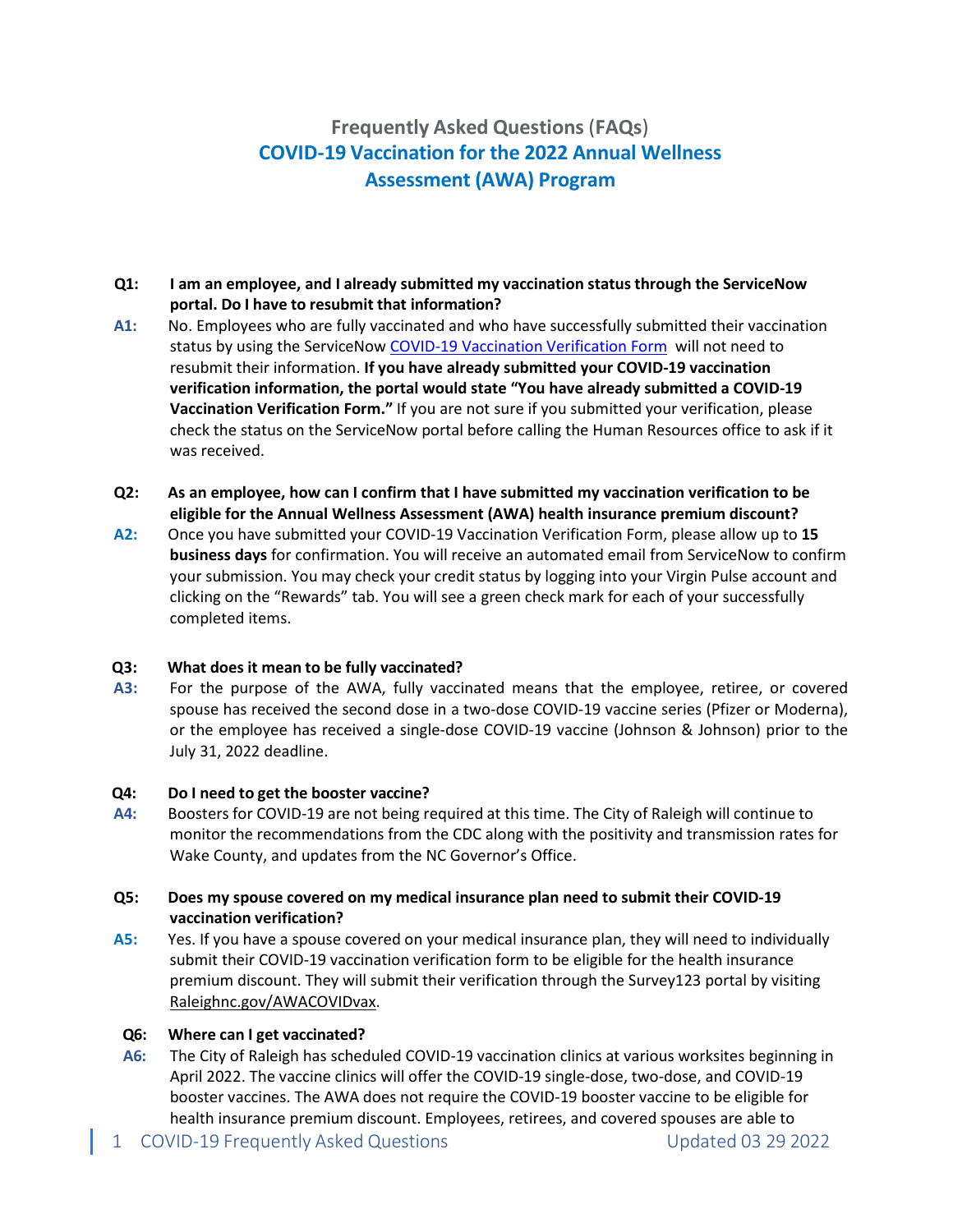# Frequently Asked Questions (FAQs)
## COVID-19 Vaccination for the 2022 Annual Wellness Assessment (AWA) Program

**Q1: I am an employee, and I already submitted my vaccination status through the ServiceNow portal. Do I have to resubmit that information?**

**A1:** No. Employees who are fully vaccinated and who have successfully submitted their vaccination status by using the ServiceNow COVID-19 Vaccination Verification Form will not need to resubmit their information. **If you have already submitted your COVID-19 vaccination verification information, the portal would state "You have already submitted a COVID-19 Vaccination Verification Form."** If you are not sure if you submitted your verification, please check the status on the ServiceNow portal before calling the Human Resources office to ask if it was received.

**Q2: As an employee, how can I confirm that I have submitted my vaccination verification to be eligible for the Annual Wellness Assessment (AWA) health insurance premium discount?**

**A2:** Once you have submitted your COVID-19 Vaccination Verification Form, please allow up to **15 business days** for confirmation. You will receive an automated email from ServiceNow to confirm your submission. You may check your credit status by logging into your Virgin Pulse account and clicking on the "Rewards" tab. You will see a green check mark for each of your successfully completed items.

**Q3: What does it mean to be fully vaccinated?**

**A3:** For the purpose of the AWA, fully vaccinated means that the employee, retiree, or covered spouse has received the second dose in a two-dose COVID-19 vaccine series (Pfizer or Moderna), or the employee has received a single-dose COVID-19 vaccine (Johnson & Johnson) prior to the July 31, 2022 deadline.

**Q4: Do I need to get the booster vaccine?**

**A4:** Boosters for COVID-19 are not being required at this time. The City of Raleigh will continue to monitor the recommendations from the CDC along with the positivity and transmission rates for Wake County, and updates from the NC Governor's Office.

**Q5: Does my spouse covered on my medical insurance plan need to submit their COVID-19 vaccination verification?**

**A5:** Yes. If you have a spouse covered on your medical insurance plan, they will need to individually submit their COVID-19 vaccination verification form to be eligible for the health insurance premium discount. They will submit their verification through the Survey123 portal by visiting Raleighnc.gov/AWACOVIDvax.

**Q6: Where can I get vaccinated?**

**A6:** The City of Raleigh has scheduled COVID-19 vaccination clinics at various worksites beginning in April 2022. The vaccine clinics will offer the COVID-19 single-dose, two-dose, and COVID-19 booster vaccines. The AWA does not require the COVID-19 booster vaccine to be eligible for health insurance premium discount. Employees, retirees, and covered spouses are able to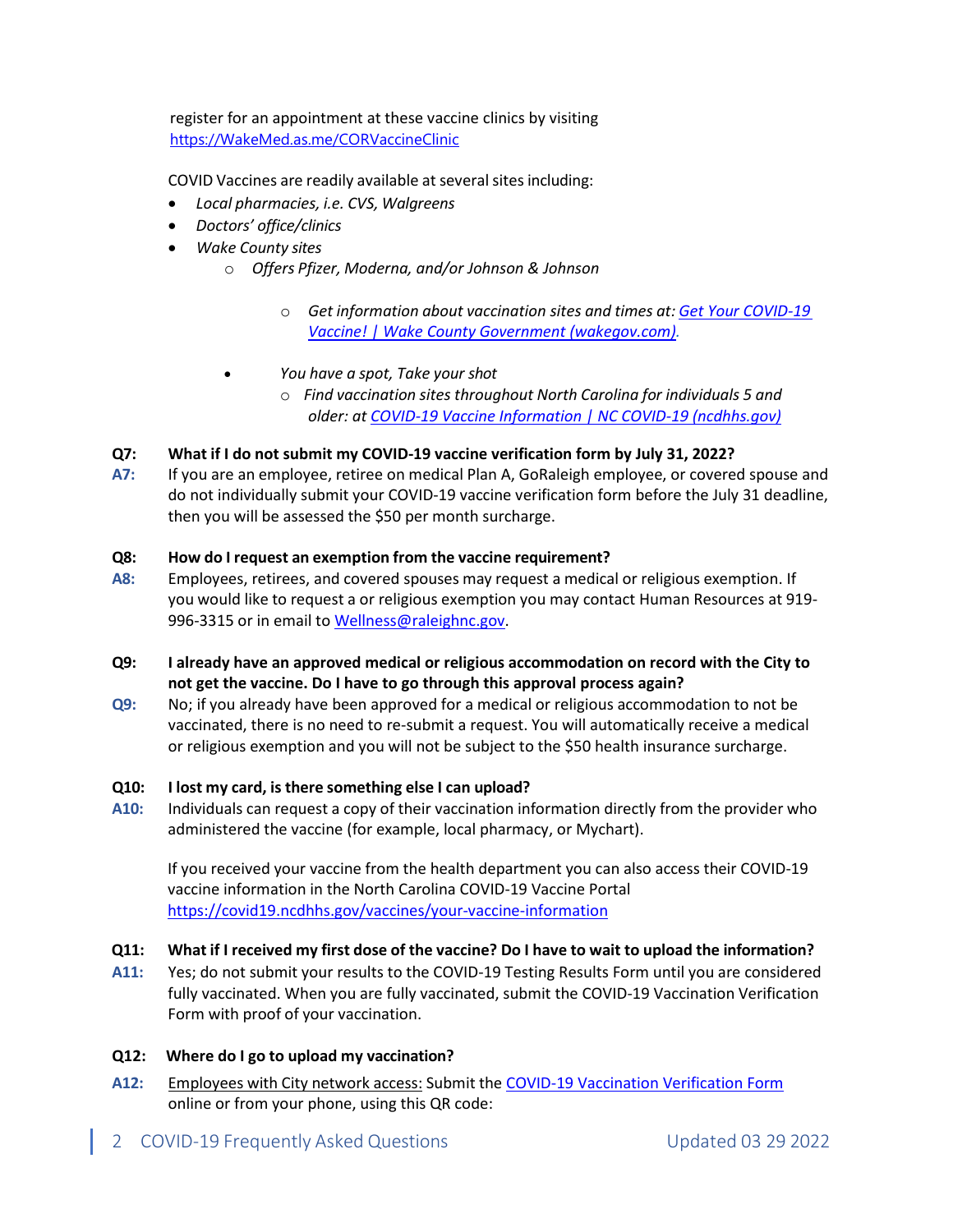register for an appointment at these vaccine clinics by visiting [https://WakeMed.as.me/CORVaccineClinic](https://WakeMed.as.me/CORVaccineClinic)

COVID Vaccines are readily available at several sites including:

- *Local pharmacies, i.e. CVS, Walgreens*
- *Doctors' office/clinics*
- *Wake County sites*
  - *Offers Pfizer, Moderna, and/or Johnson & Johnson*
    - *Get information about vaccination sites and times at: [Get Your COVID-19 Vaccine! | Wake County Government (wakegov.com)](#).*
- *You have a spot, Take your shot*
  - *Find vaccination sites throughout North Carolina for individuals 5 and older: at [COVID-19 Vaccine Information | NC COVID-19 (ncdhhs.gov)](#)*

**Q7: What if I do not submit my COVID-19 vaccine verification form by July 31, 2022?**

**A7:** If you are an employee, retiree on medical Plan A, GoRaleigh employee, or covered spouse and do not individually submit your COVID-19 vaccine verification form before the July 31 deadline, then you will be assessed the $50 per month surcharge.

**Q8: How do I request an exemption from the vaccine requirement?**

**A8:** Employees, retirees, and covered spouses may request a medical or religious exemption. If you would like to request a or religious exemption you may contact Human Resources at 919-996-3315 or in email to [Wellness@raleighnc.gov](mailto:Wellness@raleighnc.gov).

**Q9: I already have an approved medical or religious accommodation on record with the City to not get the vaccine. Do I have to go through this approval process again?**

**Q9:** No; if you already have been approved for a medical or religious accommodation to not be vaccinated, there is no need to re-submit a request. You will automatically receive a medical or religious exemption and you will not be subject to the $50 health insurance surcharge.

**Q10: I lost my card, is there something else I can upload?**

**A10:** Individuals can request a copy of their vaccination information directly from the provider who administered the vaccine (for example, local pharmacy, or Mychart).

If you received your vaccine from the health department you can also access their COVID-19 vaccine information in the North Carolina COVID-19 Vaccine Portal [https://covid19.ncdhhs.gov/vaccines/your-vaccine-information](https://covid19.ncdhhs.gov/vaccines/your-vaccine-information)

**Q11: What if I received my first dose of the vaccine? Do I have to wait to upload the information?**

**A11:** Yes; do not submit your results to the COVID-19 Testing Results Form until you are considered fully vaccinated. When you are fully vaccinated, submit the COVID-19 Vaccination Verification Form with proof of your vaccination.

**Q12: Where do I go to upload my vaccination?**

**A12:** Employees with City network access: Submit the [COVID-19 Vaccination Verification Form](#) online or from your phone, using this QR code: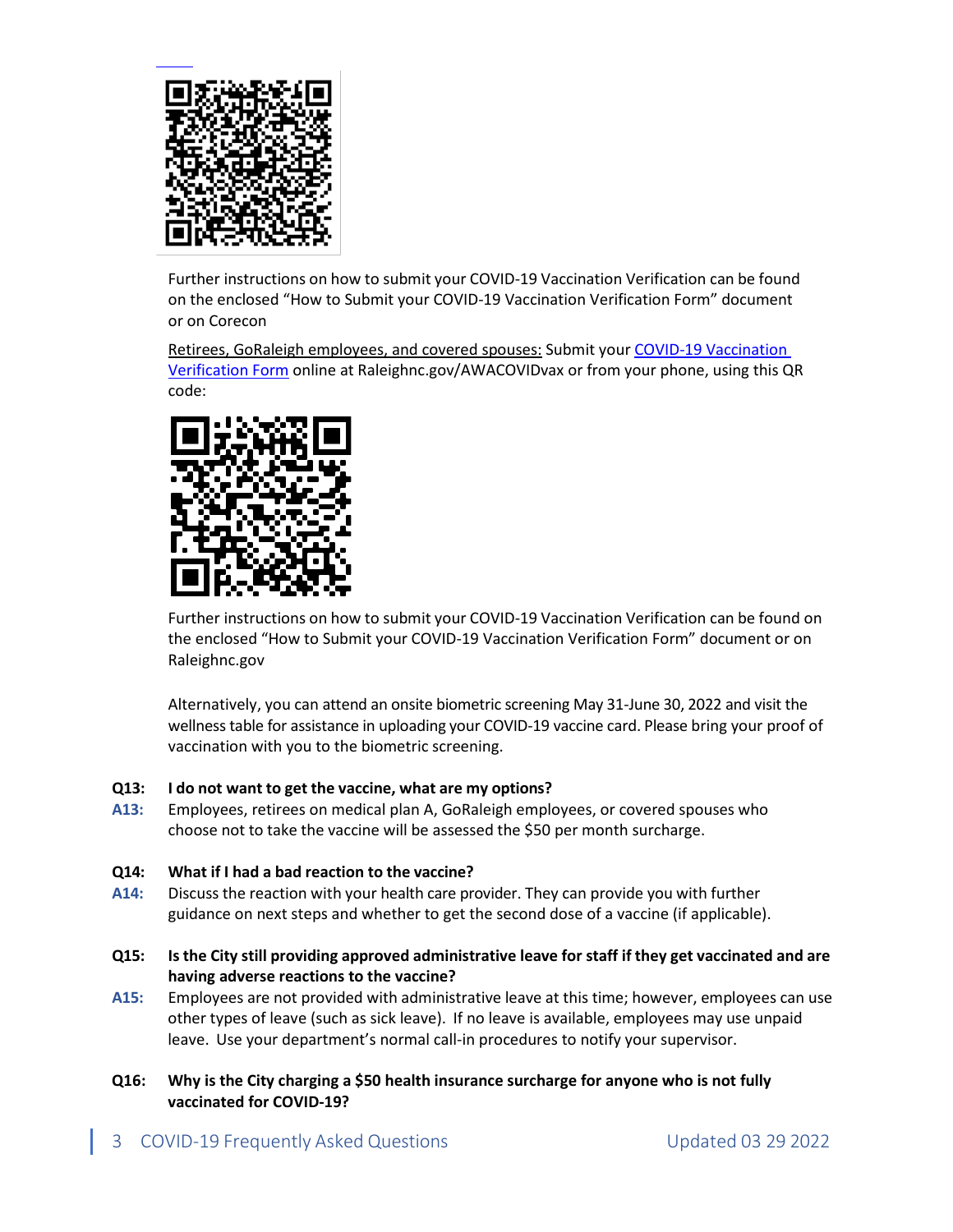Further instructions on how to submit your COVID-19 Vaccination Verification can be found on the enclosed "How to Submit your COVID-19 Vaccination Verification Form" document or on Corecon

Retirees, GoRaleigh employees, and covered spouses: Submit your [COVID-19 Vaccination Verification Form](#) online at Raleighnc.gov/AWACOVIDvax or from your phone, using this QR code:

Further instructions on how to submit your COVID-19 Vaccination Verification can be found on the enclosed "How to Submit your COVID-19 Vaccination Verification Form" document or on Raleighnc.gov

Alternatively, you can attend an onsite biometric screening May 31-June 30, 2022 and visit the wellness table for assistance in uploading your COVID-19 vaccine card. Please bring your proof of vaccination with you to the biometric screening.

**Q13: I do not want to get the vaccine, what are my options?**

**A13:** Employees, retirees on medical plan A, GoRaleigh employees, or covered spouses who choose not to take the vaccine will be assessed the $50 per month surcharge.

**Q14: What if I had a bad reaction to the vaccine?**

**A14:** Discuss the reaction with your health care provider. They can provide you with further guidance on next steps and whether to get the second dose of a vaccine (if applicable).

**Q15: Is the City still providing approved administrative leave for staff if they get vaccinated and are having adverse reactions to the vaccine?**

**A15:** Employees are not provided with administrative leave at this time; however, employees can use other types of leave (such as sick leave). If no leave is available, employees may use unpaid leave. Use your department's normal call-in procedures to notify your supervisor.

**Q16: Why is the City charging a $50 health insurance surcharge for anyone who is not fully vaccinated for COVID-19?**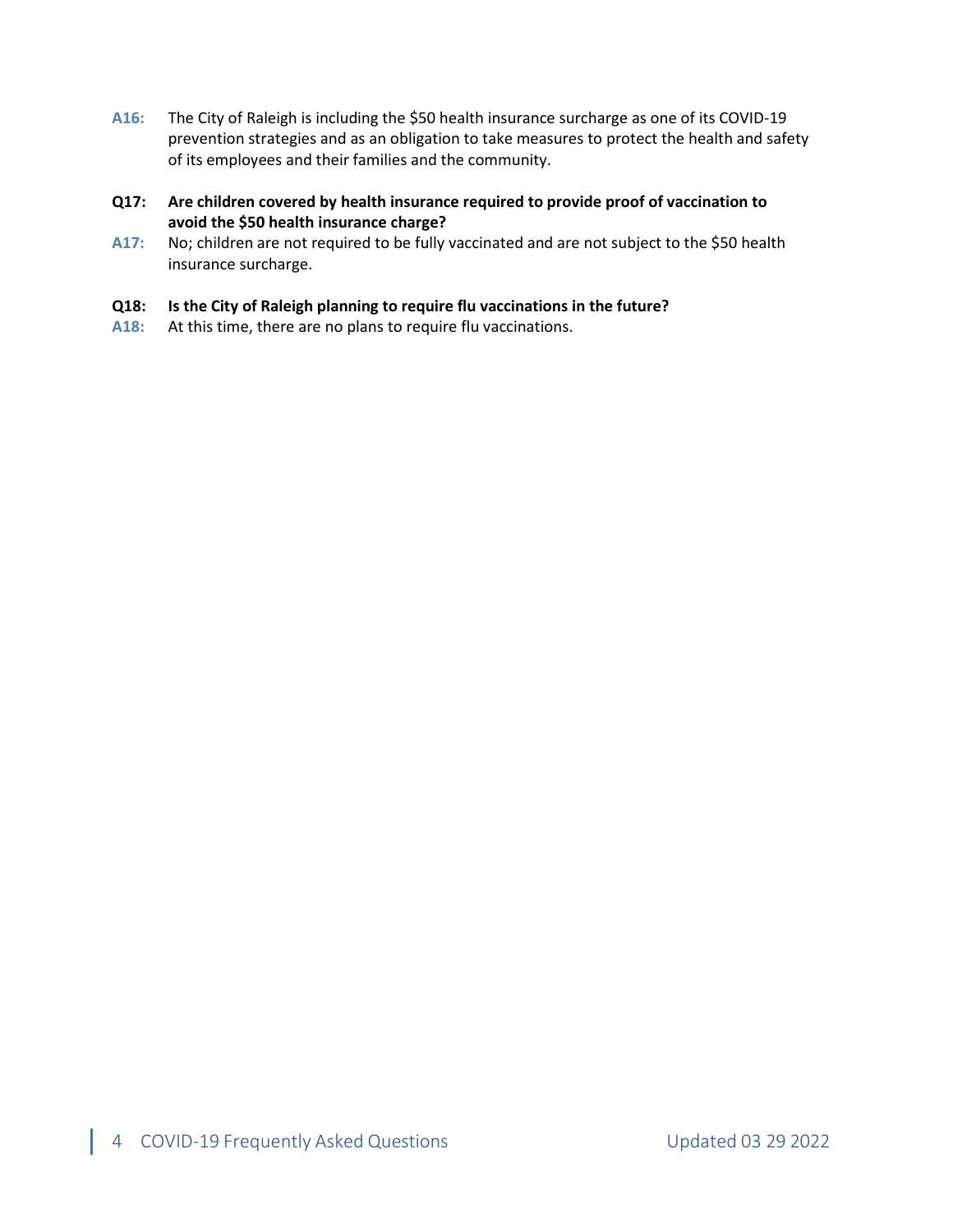**A16:** The City of Raleigh is including the $50 health insurance surcharge as one of its COVID-19 prevention strategies and as an obligation to take measures to protect the health and safety of its employees and their families and the community.

**Q17: Are children covered by health insurance required to provide proof of vaccination to avoid the $50 health insurance charge?**

**A17:** No; children are not required to be fully vaccinated and are not subject to the $50 health insurance surcharge.

**Q18: Is the City of Raleigh planning to require flu vaccinations in the future?**

**A18:** At this time, there are no plans to require flu vaccinations.